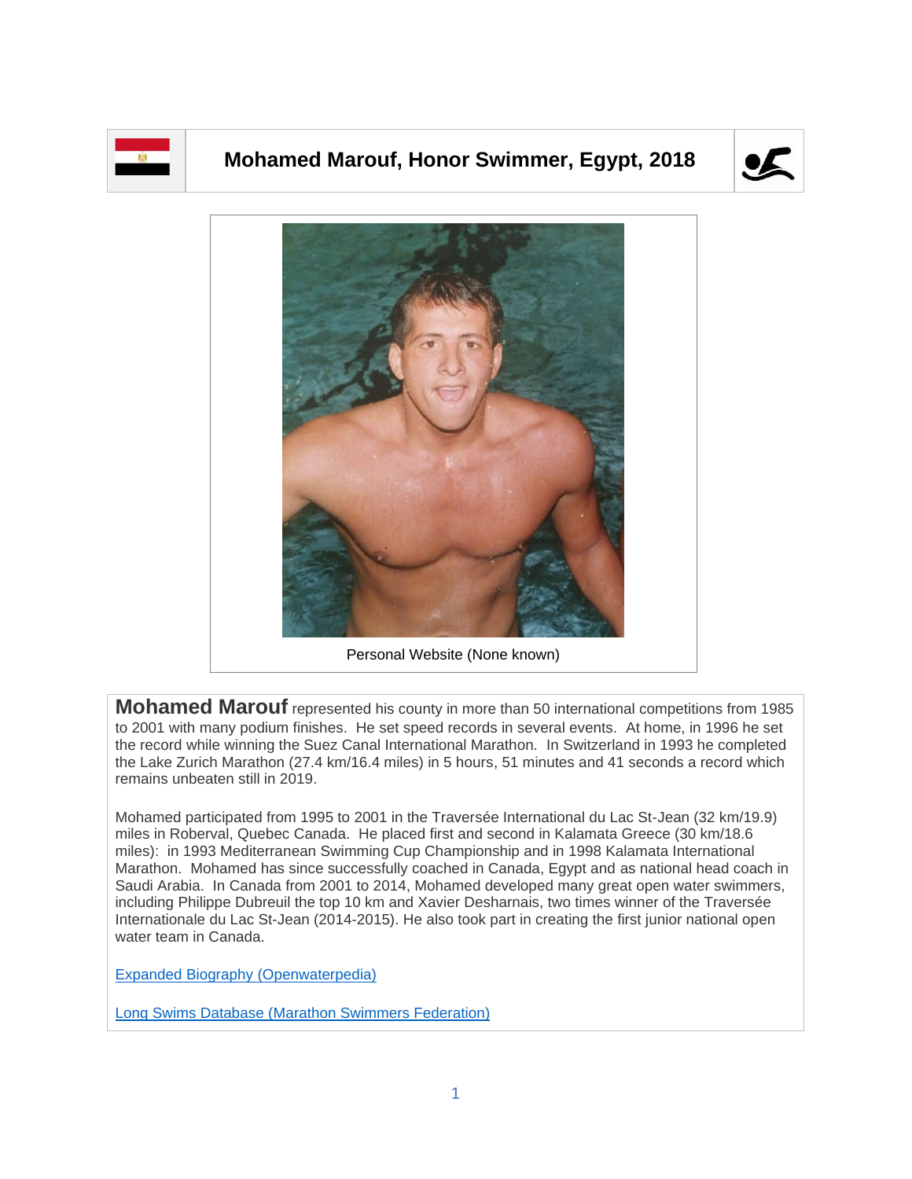# Mohamed Marouf, Honor Swimmer, Egypt, 2018

Personal Website (None known)

**Mohamed Marouf** represented his county in more than 50 international competitions from 1985 to 2001 with many podium finishes. He set speed records in several events. At home, in 1996 he set the record while winning the Suez Canal International Marathon. In Switzerland in 1993 he completed the Lake Zurich Marathon (27.4 km/16.4 miles) in 5 hours, 51 minutes and 41 seconds a record which remains unbeaten still in 2019.

Mohamed participated from 1995 to 2001 in the Traversée International du Lac St-Jean (32 km/19.9) miles in Roberval, Quebec Canada. He placed first and second in Kalamata Greece (30 km/18.6 miles): in 1993 Mediterranean Swimming Cup Championship and in 1998 Kalamata International Marathon. Mohamed has since successfully coached in Canada, Egypt and as national head coach in Saudi Arabia. In Canada from 2001 to 2014, Mohamed developed many great open water swimmers, including Philippe Dubreuil the top 10 km and Xavier Desharnais, two times winner of the Traversée Internationale du Lac St-Jean (2014-2015). He also took part in creating the first junior national open water team in Canada.

Expanded Biography (Openwaterpedia)

Long Swims Database (Marathon Swimmers Federation)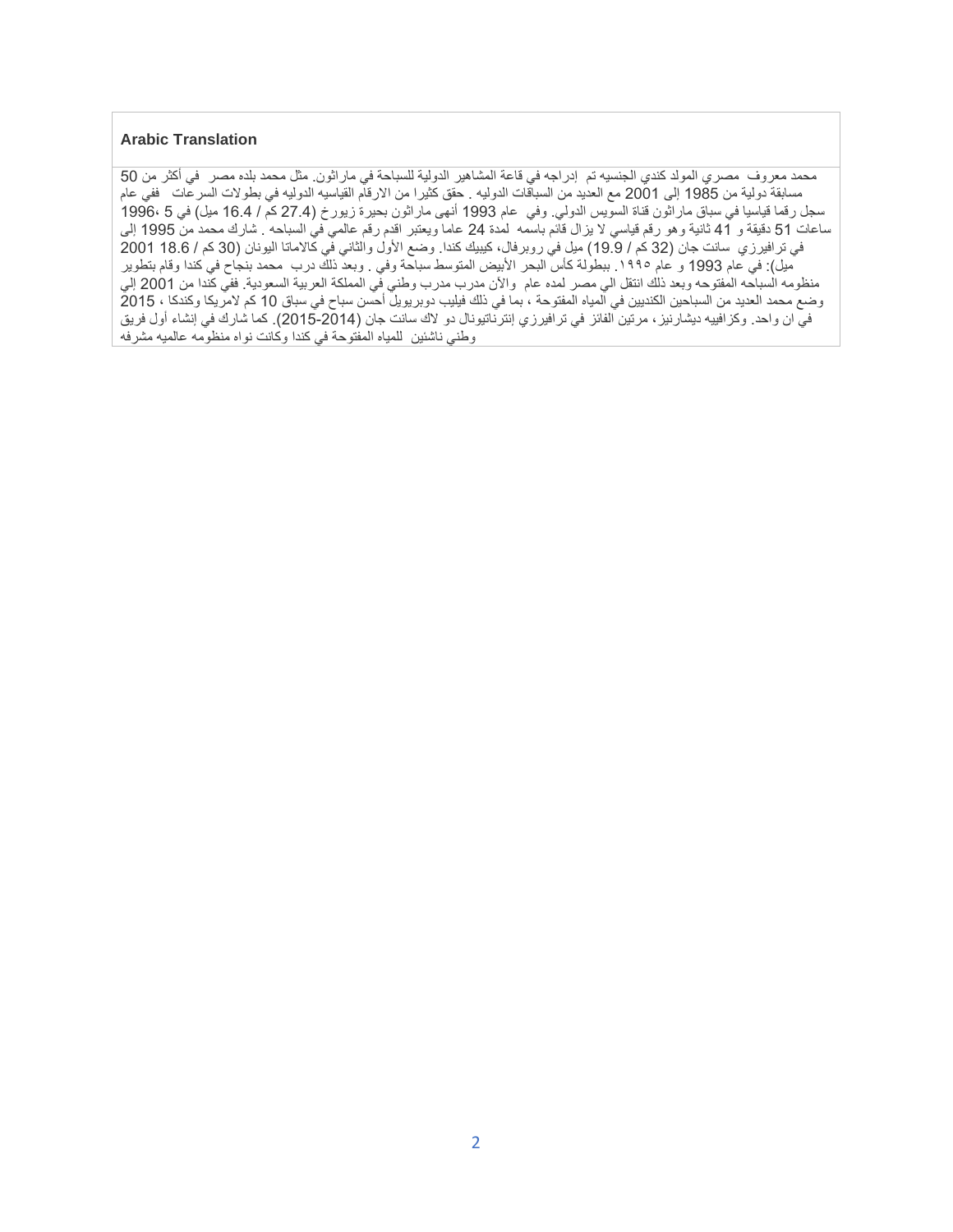**Arabic Translation**

محمد معروف مصري المولد كندي الجنسيه تم إدراجه في قاعة المشاهير الدولية للسباحة في ماراثون. مثل محمد بلده مصر في أكثر من 50 مسابقة دولية من 1985 إلى 2001 مع العديد من السباقات الدوليه . حقق كثيرا من الارقام القياسيه الدوليه في بطولات السرعات ففي عام سجل رقما قياسيا في سباق ماراثون قناة السويس الدولي. وفي عام 1993 أنهى ماراثون بحيرة زيورخ (27.4 كم / 16.4 ميل) في 5 ،1996 ساعات 51 دقيقة و 41 ثانية وهو رقم قياسي لا يزال قائم باسمه لمدة 24 عاما ويعتبر اقدم رقم عالمي في السباحه . شارك محمد من 1995 إلى 2001 في ترافيرزي سانت جان (32 كم / 19.9) ميل في روبرفال، كيبيك كندا. وضع الأول والثاني في كالاماتا اليونان (30 كم / 18.6 ميل): في عام 1993 و عام ١٩٩٥. ببطولة كأس البحر الأبيض المتوسط سباحة وفي . وبعد ذلك درب محمد بنجاح في كندا وقام بتطوير منظومه السباحه المفتوحه وبعد ذلك انتقل الي مصر لمده عام والآن مدرب مدرب وطني في المملكة العربية السعودية. ففي كندا من 2001 إلي 2015 وضع محمد العديد من السباحين الكنديين في المياه المفتوحة ، بما في ذلك فيليب دوبريويل أحسن سباح في سباق 10 كم لامريكا وكندكا ، في ان واحد. وكزافييه ديشارنيز، مرتين الفائز في ترافيرزي إنترناتيونال دو لاك سانت جان (2014-2015). كما شارك في إنشاء أول فريق وطني ناشئين للمياه المفتوحة في كندا وكانت نواه منظومه عالميه مشرفه